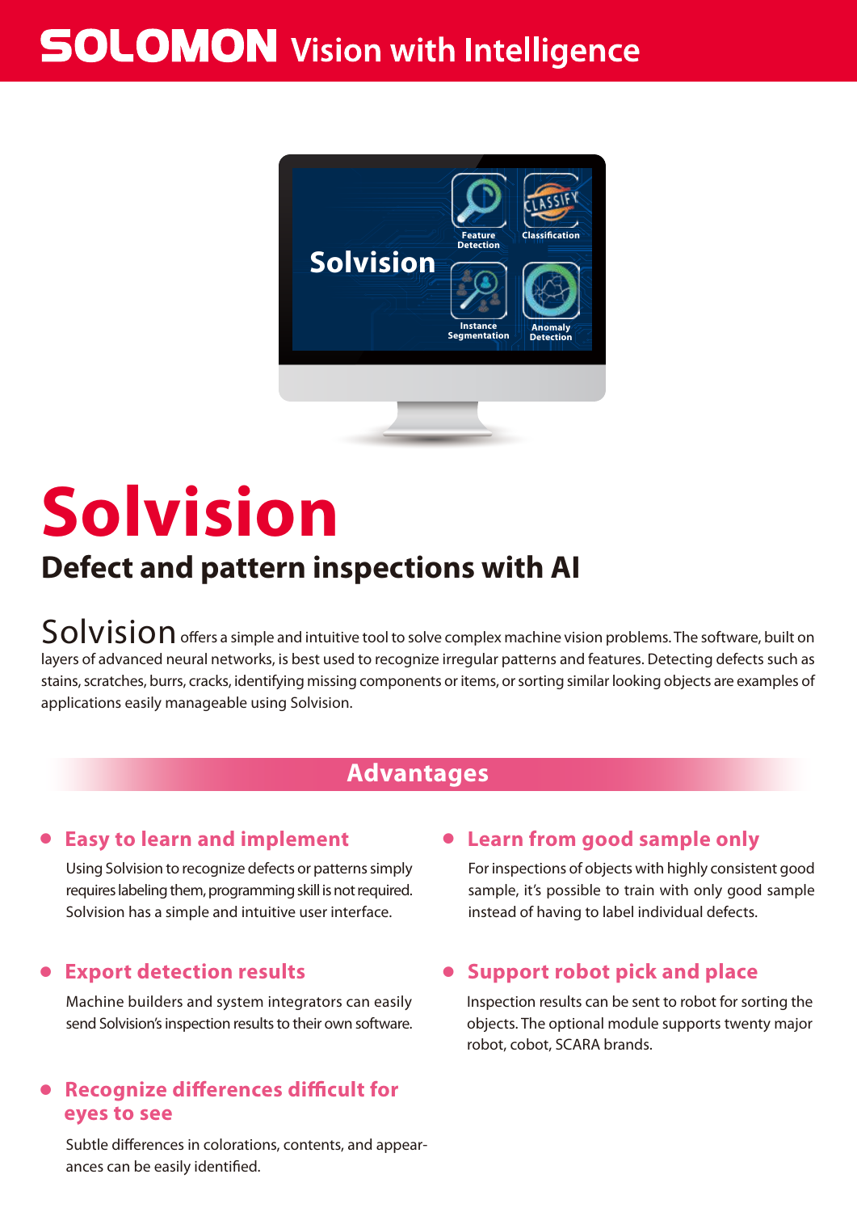**SOLOMON** Vision with Intelligence

# Solvision

## Defect and pattern inspections with AI

Solvision offers a simple and intuitive tool to solve complex machine vision problems. The software, built on layers of advanced neural networks, is best used to recognize irregular patterns and features. Detecting defects such as stains, scratches, burrs, cracks, identifying missing components or items, or sorting similar looking objects are examples of applications easily manageable using Solvision.

## Advantages

- **Easy to learn and implement**

  Using Solvision to recognize defects or patterns simply requires labeling them, programming skill is not required. Solvision has a simple and intuitive user interface.

- **Export detection results**

  Machine builders and system integrators can easily send Solvision's inspection results to their own software.

- **Recognize differences difficult for eyes to see**

  Subtle differences in colorations, contents, and appearances can be easily identified.

- **Learn from good sample only**

  For inspections of objects with highly consistent good sample, it's possible to train with only good sample instead of having to label individual defects.

- **Support robot pick and place**

  Inspection results can be sent to robot for sorting the objects. The optional module supports twenty major robot, cobot, SCARA brands.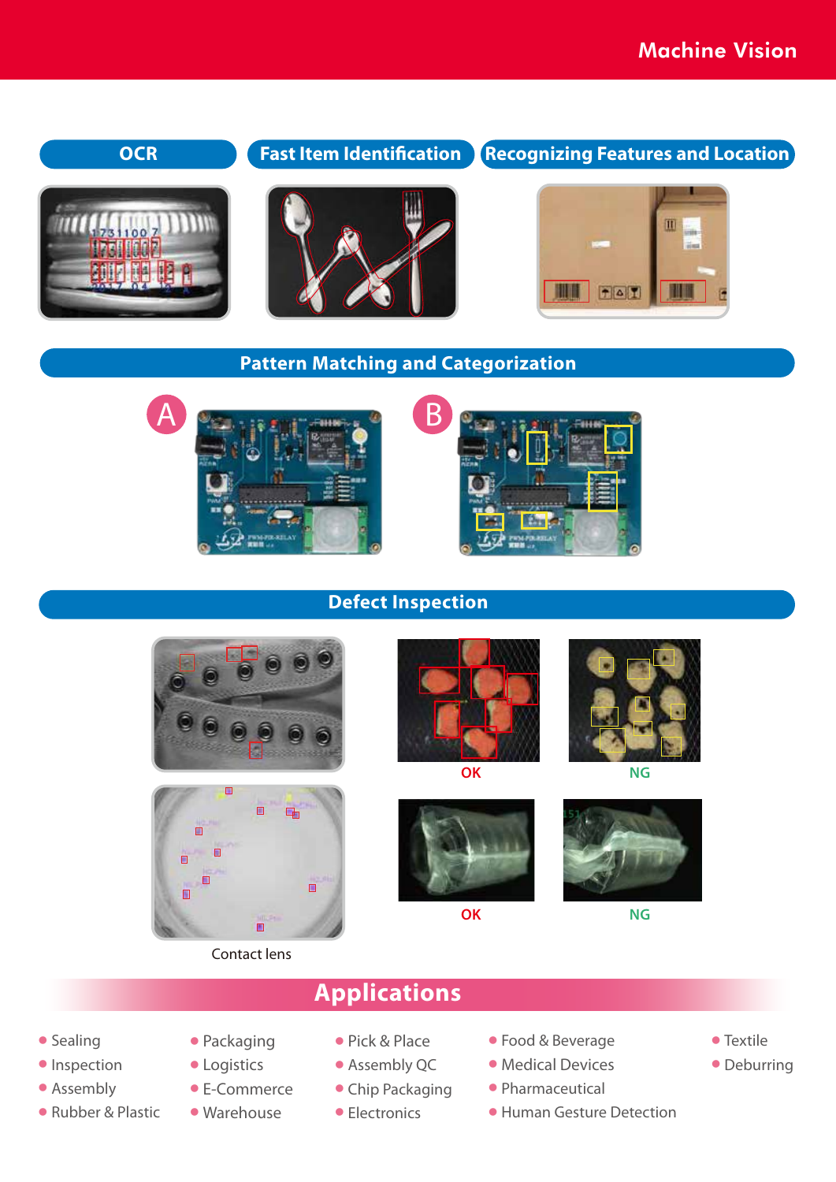# Machine Vision

## OCR

## Fast Item Identification

## Recognizing Features and Location

## Pattern Matching and Categorization

A

B

## Defect Inspection

OK

NG

OK

NG

Contact lens

## Applications

- Sealing
- Inspection
- Assembly
- Rubber & Plastic
- Packaging
- Logistics
- E-Commerce
- Warehouse
- Pick & Place
- Assembly QC
- Chip Packaging
- Electronics
- Food & Beverage
- Medical Devices
- Pharmaceutical
- Human Gesture Detection
- Textile
- Deburring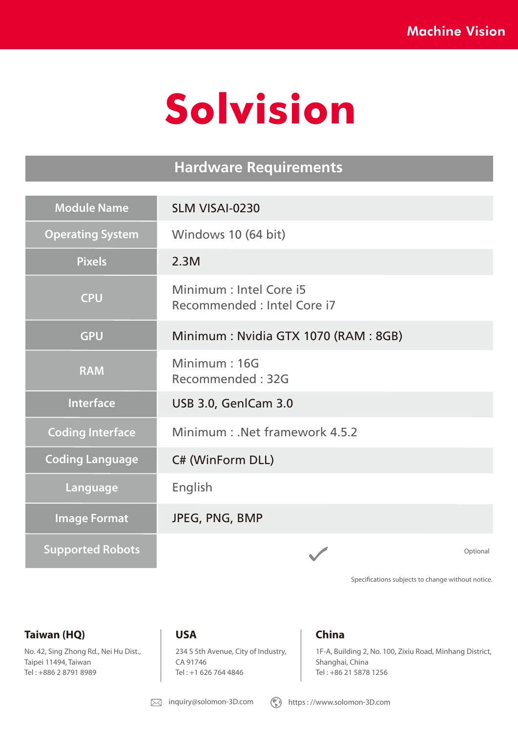# Solvision

## Hardware Requirements

| | |
|---|---|
| Module Name | SLM VISAI-0230 |
| Operating System | Windows 10 (64 bit) |
| Pixels | 2.3M |
| CPU | Minimum : Intel Core i5<br>Recommended : Intel Core i7 |
| GPU | Minimum : Nvidia GTX 1070 (RAM : 8GB) |
| RAM | Minimum : 16G<br>Recommended : 32G |
| Interface | USB 3.0, GenlCam 3.0 |
| Coding Interface | Minimum : .Net framework 4.5.2 |
| Coding Language | C# (WinForm DLL) |
| Language | English |
| Image Format | JPEG, PNG, BMP |
| Supported Robots | ✓ Optional |

Specifications subjects to change without notice.

**Taiwan (HQ)**
No. 42, Sing Zhong Rd., Nei Hu Dist.,
Taipei 11494, Taiwan
Tel : +886 2 8791 8989

**USA**
234 S 5th Avenue, City of Industry,
CA 91746
Tel : +1 626 764 4846

**China**
1F-A, Building 2, No. 100, Zixiu Road, Minhang District,
Shanghai, China
Tel : +86 21 5878 1256

inquiry@solomon-3D.com    https : //www.solomon-3D.com